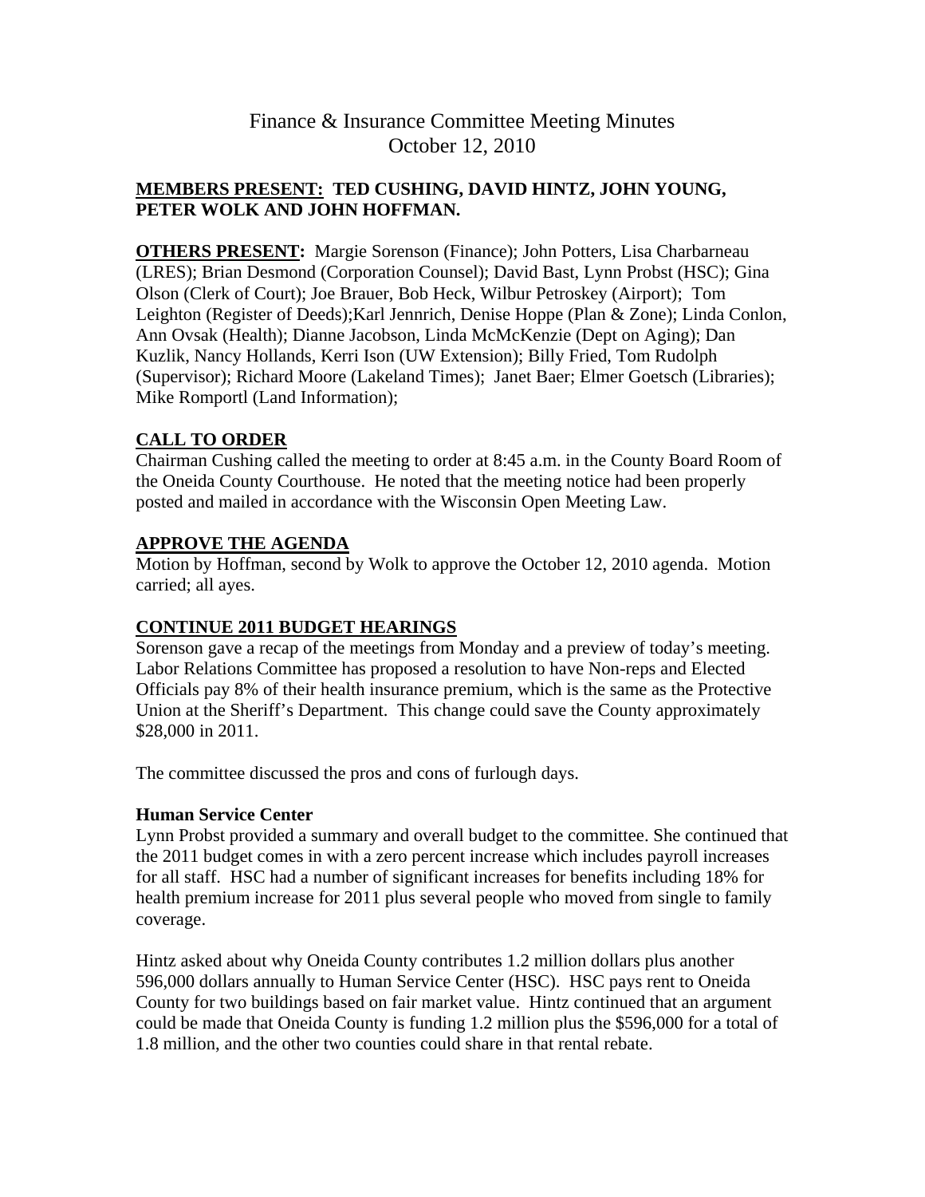# Finance & Insurance Committee Meeting Minutes
## October 12, 2010

**MEMBERS PRESENT: TED CUSHING, DAVID HINTZ, JOHN YOUNG, PETER WOLK AND JOHN HOFFMAN.**

**OTHERS PRESENT:** Margie Sorenson (Finance); John Potters, Lisa Charbarneau (LRES); Brian Desmond (Corporation Counsel); David Bast, Lynn Probst (HSC); Gina Olson (Clerk of Court); Joe Brauer, Bob Heck, Wilbur Petroskey (Airport); Tom Leighton (Register of Deeds);Karl Jennrich, Denise Hoppe (Plan & Zone); Linda Conlon, Ann Ovsak (Health); Dianne Jacobson, Linda McMcKenzie (Dept on Aging); Dan Kuzlik, Nancy Hollands, Kerri Ison (UW Extension); Billy Fried, Tom Rudolph (Supervisor); Richard Moore (Lakeland Times); Janet Baer; Elmer Goetsch (Libraries); Mike Romportl (Land Information);

### CALL TO ORDER

Chairman Cushing called the meeting to order at 8:45 a.m. in the County Board Room of the Oneida County Courthouse. He noted that the meeting notice had been properly posted and mailed in accordance with the Wisconsin Open Meeting Law.

### APPROVE THE AGENDA

Motion by Hoffman, second by Wolk to approve the October 12, 2010 agenda. Motion carried; all ayes.

### CONTINUE 2011 BUDGET HEARINGS

Sorenson gave a recap of the meetings from Monday and a preview of today's meeting. Labor Relations Committee has proposed a resolution to have Non-reps and Elected Officials pay 8% of their health insurance premium, which is the same as the Protective Union at the Sheriff's Department. This change could save the County approximately $28,000 in 2011.

The committee discussed the pros and cons of furlough days.

**Human Service Center**

Lynn Probst provided a summary and overall budget to the committee. She continued that the 2011 budget comes in with a zero percent increase which includes payroll increases for all staff. HSC had a number of significant increases for benefits including 18% for health premium increase for 2011 plus several people who moved from single to family coverage.

Hintz asked about why Oneida County contributes 1.2 million dollars plus another 596,000 dollars annually to Human Service Center (HSC). HSC pays rent to Oneida County for two buildings based on fair market value. Hintz continued that an argument could be made that Oneida County is funding 1.2 million plus the $596,000 for a total of 1.8 million, and the other two counties could share in that rental rebate.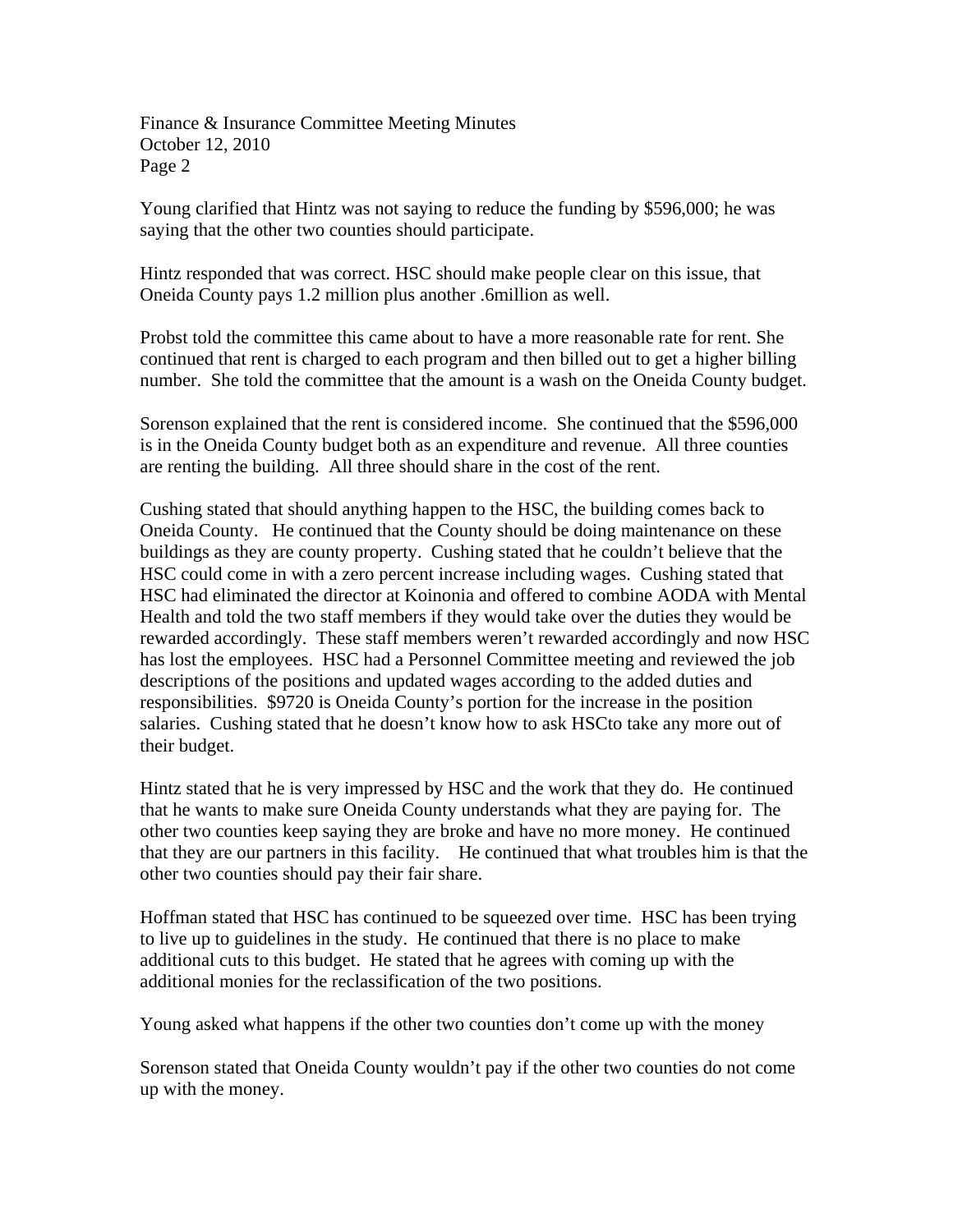Young clarified that Hintz was not saying to reduce the funding by $596,000; he was saying that the other two counties should participate.

Hintz responded that was correct. HSC should make people clear on this issue, that Oneida County pays 1.2 million plus another .6million as well.

Probst told the committee this came about to have a more reasonable rate for rent. She continued that rent is charged to each program and then billed out to get a higher billing number. She told the committee that the amount is a wash on the Oneida County budget.

Sorenson explained that the rent is considered income. She continued that the $596,000 is in the Oneida County budget both as an expenditure and revenue. All three counties are renting the building. All three should share in the cost of the rent.

Cushing stated that should anything happen to the HSC, the building comes back to Oneida County. He continued that the County should be doing maintenance on these buildings as they are county property. Cushing stated that he couldn't believe that the HSC could come in with a zero percent increase including wages. Cushing stated that HSC had eliminated the director at Koinonia and offered to combine AODA with Mental Health and told the two staff members if they would take over the duties they would be rewarded accordingly. These staff members weren't rewarded accordingly and now HSC has lost the employees. HSC had a Personnel Committee meeting and reviewed the job descriptions of the positions and updated wages according to the added duties and responsibilities. $9720 is Oneida County's portion for the increase in the position salaries. Cushing stated that he doesn't know how to ask HSCto take any more out of their budget.

Hintz stated that he is very impressed by HSC and the work that they do. He continued that he wants to make sure Oneida County understands what they are paying for. The other two counties keep saying they are broke and have no more money. He continued that they are our partners in this facility. He continued that what troubles him is that the other two counties should pay their fair share.

Hoffman stated that HSC has continued to be squeezed over time. HSC has been trying to live up to guidelines in the study. He continued that there is no place to make additional cuts to this budget. He stated that he agrees with coming up with the additional monies for the reclassification of the two positions.

Young asked what happens if the other two counties don't come up with the money

Sorenson stated that Oneida County wouldn't pay if the other two counties do not come up with the money.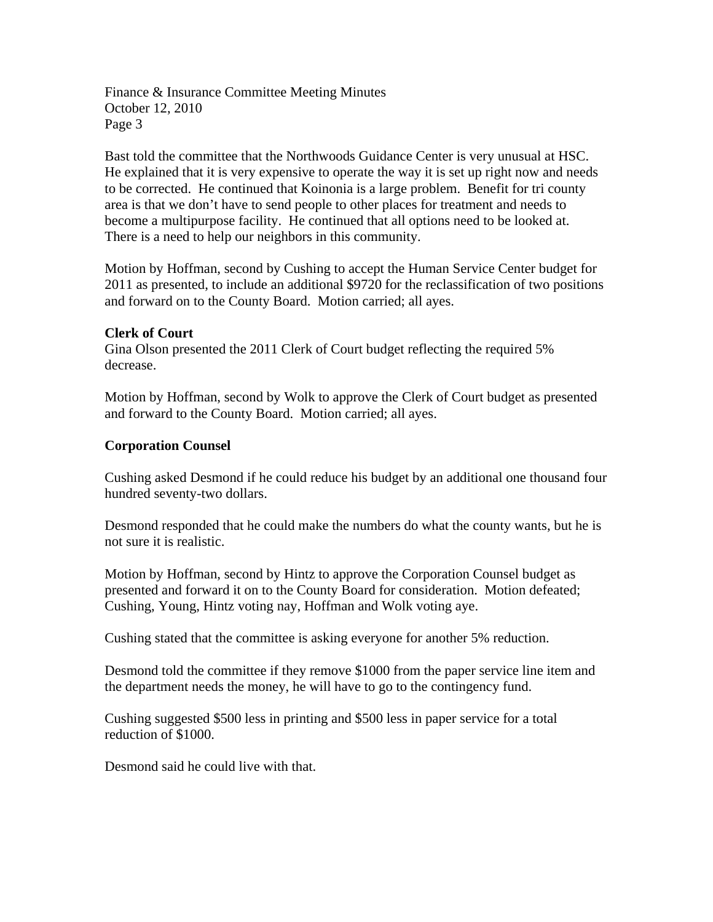Bast told the committee that the Northwoods Guidance Center is very unusual at HSC. He explained that it is very expensive to operate the way it is set up right now and needs to be corrected. He continued that Koinonia is a large problem. Benefit for tri county area is that we don't have to send people to other places for treatment and needs to become a multipurpose facility. He continued that all options need to be looked at. There is a need to help our neighbors in this community.

Motion by Hoffman, second by Cushing to accept the Human Service Center budget for 2011 as presented, to include an additional $9720 for the reclassification of two positions and forward on to the County Board. Motion carried; all ayes.

**Clerk of Court**

Gina Olson presented the 2011 Clerk of Court budget reflecting the required 5% decrease.

Motion by Hoffman, second by Wolk to approve the Clerk of Court budget as presented and forward to the County Board. Motion carried; all ayes.

**Corporation Counsel**

Cushing asked Desmond if he could reduce his budget by an additional one thousand four hundred seventy-two dollars.

Desmond responded that he could make the numbers do what the county wants, but he is not sure it is realistic.

Motion by Hoffman, second by Hintz to approve the Corporation Counsel budget as presented and forward it on to the County Board for consideration. Motion defeated; Cushing, Young, Hintz voting nay, Hoffman and Wolk voting aye.

Cushing stated that the committee is asking everyone for another 5% reduction.

Desmond told the committee if they remove $1000 from the paper service line item and the department needs the money, he will have to go to the contingency fund.

Cushing suggested $500 less in printing and $500 less in paper service for a total reduction of $1000.

Desmond said he could live with that.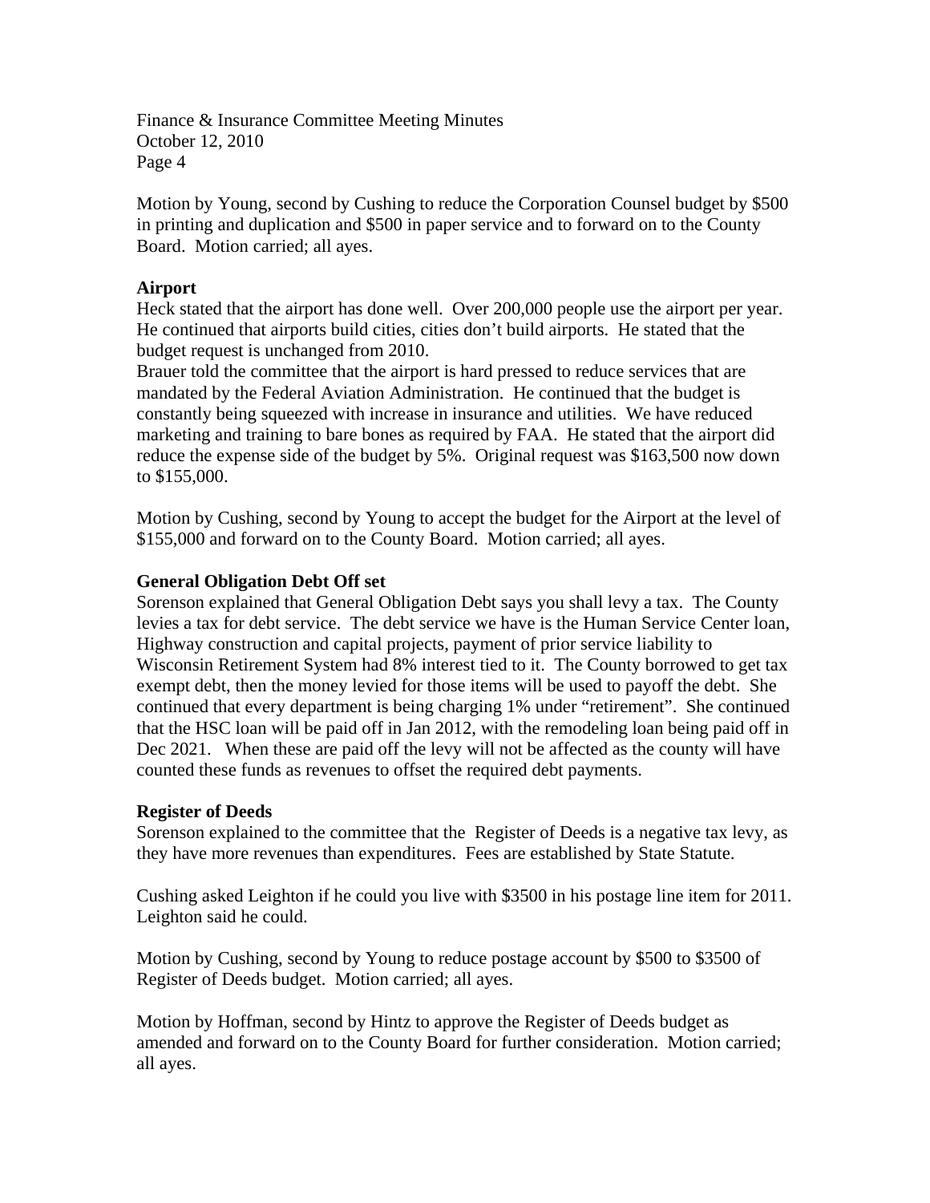Motion by Young, second by Cushing to reduce the Corporation Counsel budget by $500 in printing and duplication and $500 in paper service and to forward on to the County Board. Motion carried; all ayes.

**Airport**

Heck stated that the airport has done well. Over 200,000 people use the airport per year. He continued that airports build cities, cities don't build airports. He stated that the budget request is unchanged from 2010.

Brauer told the committee that the airport is hard pressed to reduce services that are mandated by the Federal Aviation Administration. He continued that the budget is constantly being squeezed with increase in insurance and utilities. We have reduced marketing and training to bare bones as required by FAA. He stated that the airport did reduce the expense side of the budget by 5%. Original request was $163,500 now down to $155,000.

Motion by Cushing, second by Young to accept the budget for the Airport at the level of $155,000 and forward on to the County Board. Motion carried; all ayes.

**General Obligation Debt Off set**

Sorenson explained that General Obligation Debt says you shall levy a tax. The County levies a tax for debt service. The debt service we have is the Human Service Center loan, Highway construction and capital projects, payment of prior service liability to Wisconsin Retirement System had 8% interest tied to it. The County borrowed to get tax exempt debt, then the money levied for those items will be used to payoff the debt. She continued that every department is being charging 1% under "retirement". She continued that the HSC loan will be paid off in Jan 2012, with the remodeling loan being paid off in Dec 2021. When these are paid off the levy will not be affected as the county will have counted these funds as revenues to offset the required debt payments.

**Register of Deeds**

Sorenson explained to the committee that the Register of Deeds is a negative tax levy, as they have more revenues than expenditures. Fees are established by State Statute.

Cushing asked Leighton if he could you live with $3500 in his postage line item for 2011. Leighton said he could.

Motion by Cushing, second by Young to reduce postage account by $500 to $3500 of Register of Deeds budget. Motion carried; all ayes.

Motion by Hoffman, second by Hintz to approve the Register of Deeds budget as amended and forward on to the County Board for further consideration. Motion carried; all ayes.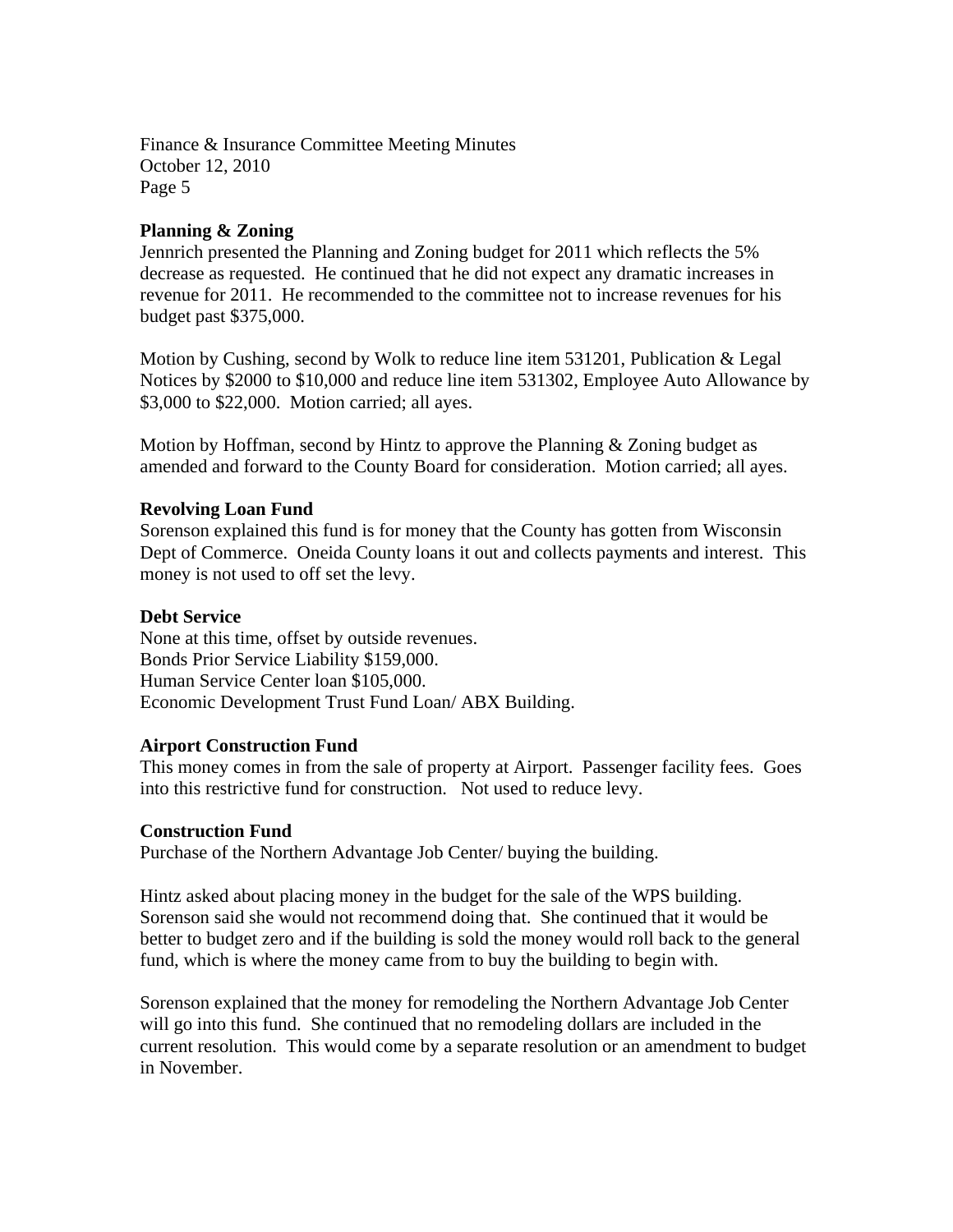**Planning & Zoning**
Jennrich presented the Planning and Zoning budget for 2011 which reflects the 5% decrease as requested. He continued that he did not expect any dramatic increases in revenue for 2011. He recommended to the committee not to increase revenues for his budget past $375,000.

Motion by Cushing, second by Wolk to reduce line item 531201, Publication & Legal Notices by $2000 to $10,000 and reduce line item 531302, Employee Auto Allowance by $3,000 to $22,000. Motion carried; all ayes.

Motion by Hoffman, second by Hintz to approve the Planning & Zoning budget as amended and forward to the County Board for consideration. Motion carried; all ayes.

**Revolving Loan Fund**
Sorenson explained this fund is for money that the County has gotten from Wisconsin Dept of Commerce. Oneida County loans it out and collects payments and interest. This money is not used to off set the levy.

**Debt Service**
None at this time, offset by outside revenues.
Bonds Prior Service Liability $159,000.
Human Service Center loan $105,000.
Economic Development Trust Fund Loan/ ABX Building.

**Airport Construction Fund**
This money comes in from the sale of property at Airport. Passenger facility fees. Goes into this restrictive fund for construction. Not used to reduce levy.

**Construction Fund**
Purchase of the Northern Advantage Job Center/ buying the building.

Hintz asked about placing money in the budget for the sale of the WPS building. Sorenson said she would not recommend doing that. She continued that it would be better to budget zero and if the building is sold the money would roll back to the general fund, which is where the money came from to buy the building to begin with.

Sorenson explained that the money for remodeling the Northern Advantage Job Center will go into this fund. She continued that no remodeling dollars are included in the current resolution. This would come by a separate resolution or an amendment to budget in November.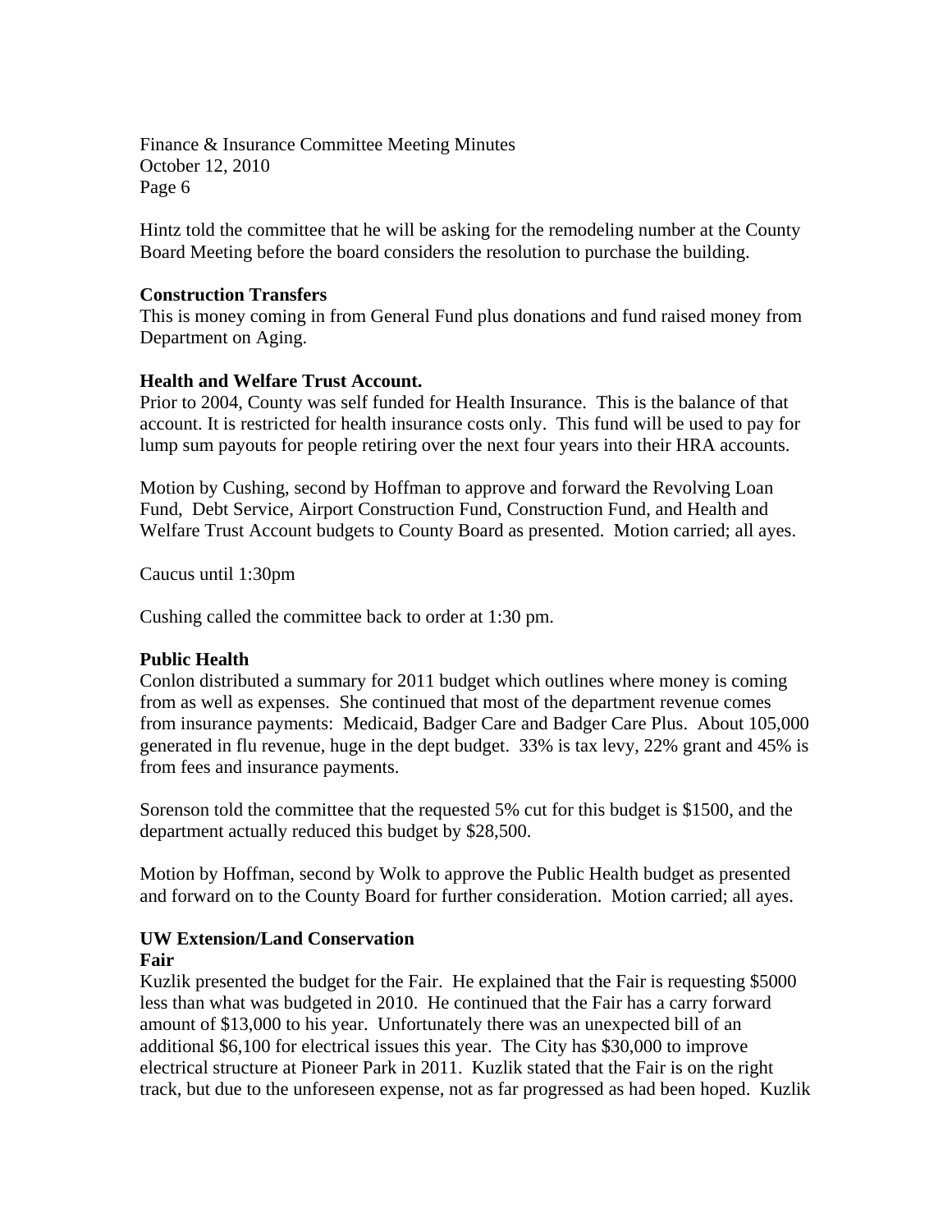Hintz told the committee that he will be asking for the remodeling number at the County Board Meeting before the board considers the resolution to purchase the building.

**Construction Transfers**
This is money coming in from General Fund plus donations and fund raised money from Department on Aging.

**Health and Welfare Trust Account.**
Prior to 2004, County was self funded for Health Insurance. This is the balance of that account. It is restricted for health insurance costs only. This fund will be used to pay for lump sum payouts for people retiring over the next four years into their HRA accounts.

Motion by Cushing, second by Hoffman to approve and forward the Revolving Loan Fund, Debt Service, Airport Construction Fund, Construction Fund, and Health and Welfare Trust Account budgets to County Board as presented. Motion carried; all ayes.

Caucus until 1:30pm

Cushing called the committee back to order at 1:30 pm.

**Public Health**
Conlon distributed a summary for 2011 budget which outlines where money is coming from as well as expenses. She continued that most of the department revenue comes from insurance payments: Medicaid, Badger Care and Badger Care Plus. About 105,000 generated in flu revenue, huge in the dept budget. 33% is tax levy, 22% grant and 45% is from fees and insurance payments.

Sorenson told the committee that the requested 5% cut for this budget is $1500, and the department actually reduced this budget by $28,500.

Motion by Hoffman, second by Wolk to approve the Public Health budget as presented and forward on to the County Board for further consideration. Motion carried; all ayes.

**UW Extension/Land Conservation**
**Fair**
Kuzlik presented the budget for the Fair. He explained that the Fair is requesting $5000 less than what was budgeted in 2010. He continued that the Fair has a carry forward amount of $13,000 to his year. Unfortunately there was an unexpected bill of an additional $6,100 for electrical issues this year. The City has $30,000 to improve electrical structure at Pioneer Park in 2011. Kuzlik stated that the Fair is on the right track, but due to the unforeseen expense, not as far progressed as had been hoped. Kuzlik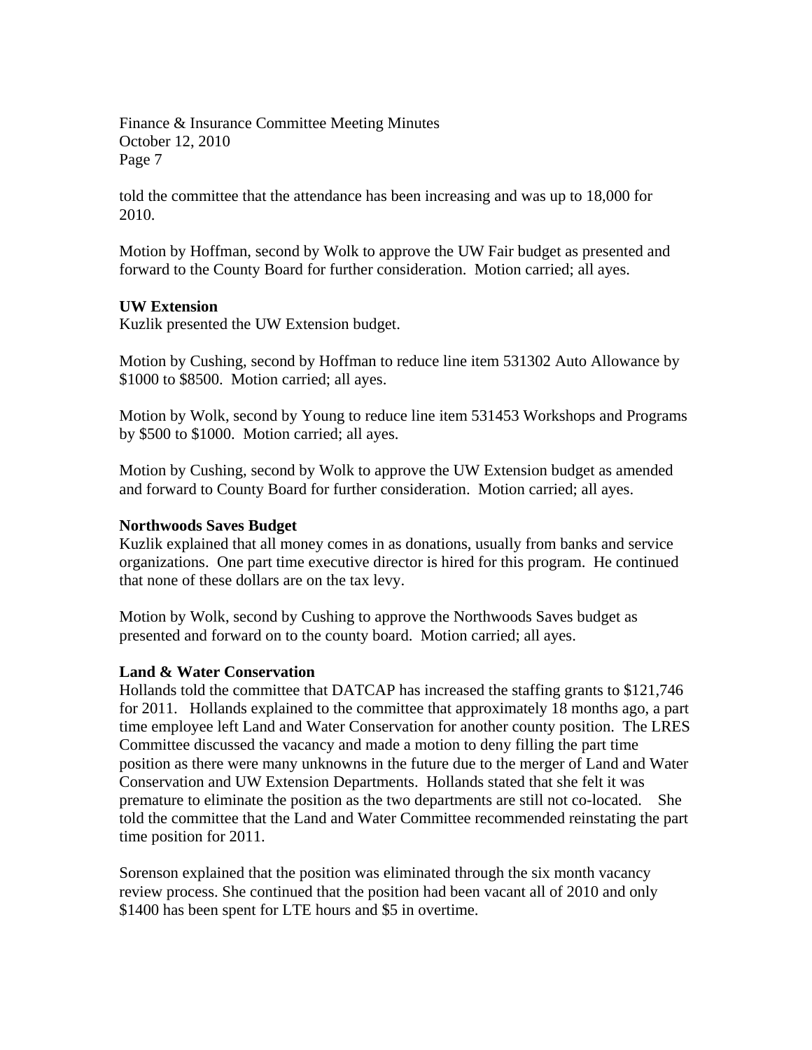told the committee that the attendance has been increasing and was up to 18,000 for 2010.

Motion by Hoffman, second by Wolk to approve the UW Fair budget as presented and forward to the County Board for further consideration. Motion carried; all ayes.

**UW Extension**

Kuzlik presented the UW Extension budget.

Motion by Cushing, second by Hoffman to reduce line item 531302 Auto Allowance by $1000 to $8500. Motion carried; all ayes.

Motion by Wolk, second by Young to reduce line item 531453 Workshops and Programs by $500 to $1000. Motion carried; all ayes.

Motion by Cushing, second by Wolk to approve the UW Extension budget as amended and forward to County Board for further consideration. Motion carried; all ayes.

**Northwoods Saves Budget**

Kuzlik explained that all money comes in as donations, usually from banks and service organizations. One part time executive director is hired for this program. He continued that none of these dollars are on the tax levy.

Motion by Wolk, second by Cushing to approve the Northwoods Saves budget as presented and forward on to the county board. Motion carried; all ayes.

**Land & Water Conservation**

Hollands told the committee that DATCAP has increased the staffing grants to $121,746 for 2011. Hollands explained to the committee that approximately 18 months ago, a part time employee left Land and Water Conservation for another county position. The LRES Committee discussed the vacancy and made a motion to deny filling the part time position as there were many unknowns in the future due to the merger of Land and Water Conservation and UW Extension Departments. Hollands stated that she felt it was premature to eliminate the position as the two departments are still not co-located. She told the committee that the Land and Water Committee recommended reinstating the part time position for 2011.

Sorenson explained that the position was eliminated through the six month vacancy review process. She continued that the position had been vacant all of 2010 and only $1400 has been spent for LTE hours and $5 in overtime.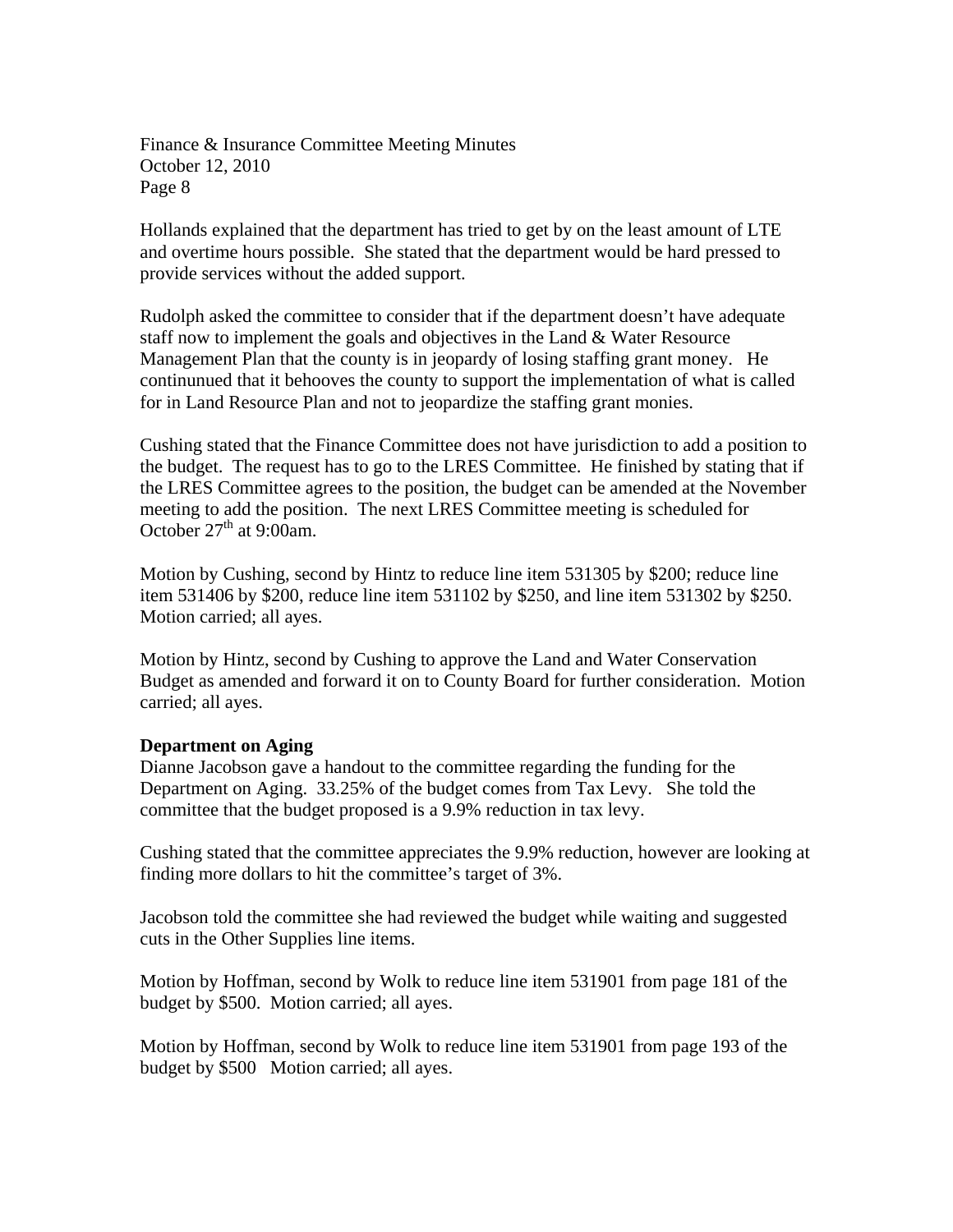Hollands explained that the department has tried to get by on the least amount of LTE and overtime hours possible. She stated that the department would be hard pressed to provide services without the added support.

Rudolph asked the committee to consider that if the department doesn't have adequate staff now to implement the goals and objectives in the Land & Water Resource Management Plan that the county is in jeopardy of losing staffing grant money. He continunued that it behooves the county to support the implementation of what is called for in Land Resource Plan and not to jeopardize the staffing grant monies.

Cushing stated that the Finance Committee does not have jurisdiction to add a position to the budget. The request has to go to the LRES Committee. He finished by stating that if the LRES Committee agrees to the position, the budget can be amended at the November meeting to add the position. The next LRES Committee meeting is scheduled for October 27th at 9:00am.

Motion by Cushing, second by Hintz to reduce line item 531305 by $200; reduce line item 531406 by $200, reduce line item 531102 by $250, and line item 531302 by $250. Motion carried; all ayes.

Motion by Hintz, second by Cushing to approve the Land and Water Conservation Budget as amended and forward it on to County Board for further consideration. Motion carried; all ayes.

**Department on Aging**

Dianne Jacobson gave a handout to the committee regarding the funding for the Department on Aging. 33.25% of the budget comes from Tax Levy. She told the committee that the budget proposed is a 9.9% reduction in tax levy.

Cushing stated that the committee appreciates the 9.9% reduction, however are looking at finding more dollars to hit the committee's target of 3%.

Jacobson told the committee she had reviewed the budget while waiting and suggested cuts in the Other Supplies line items.

Motion by Hoffman, second by Wolk to reduce line item 531901 from page 181 of the budget by $500. Motion carried; all ayes.

Motion by Hoffman, second by Wolk to reduce line item 531901 from page 193 of the budget by $500 Motion carried; all ayes.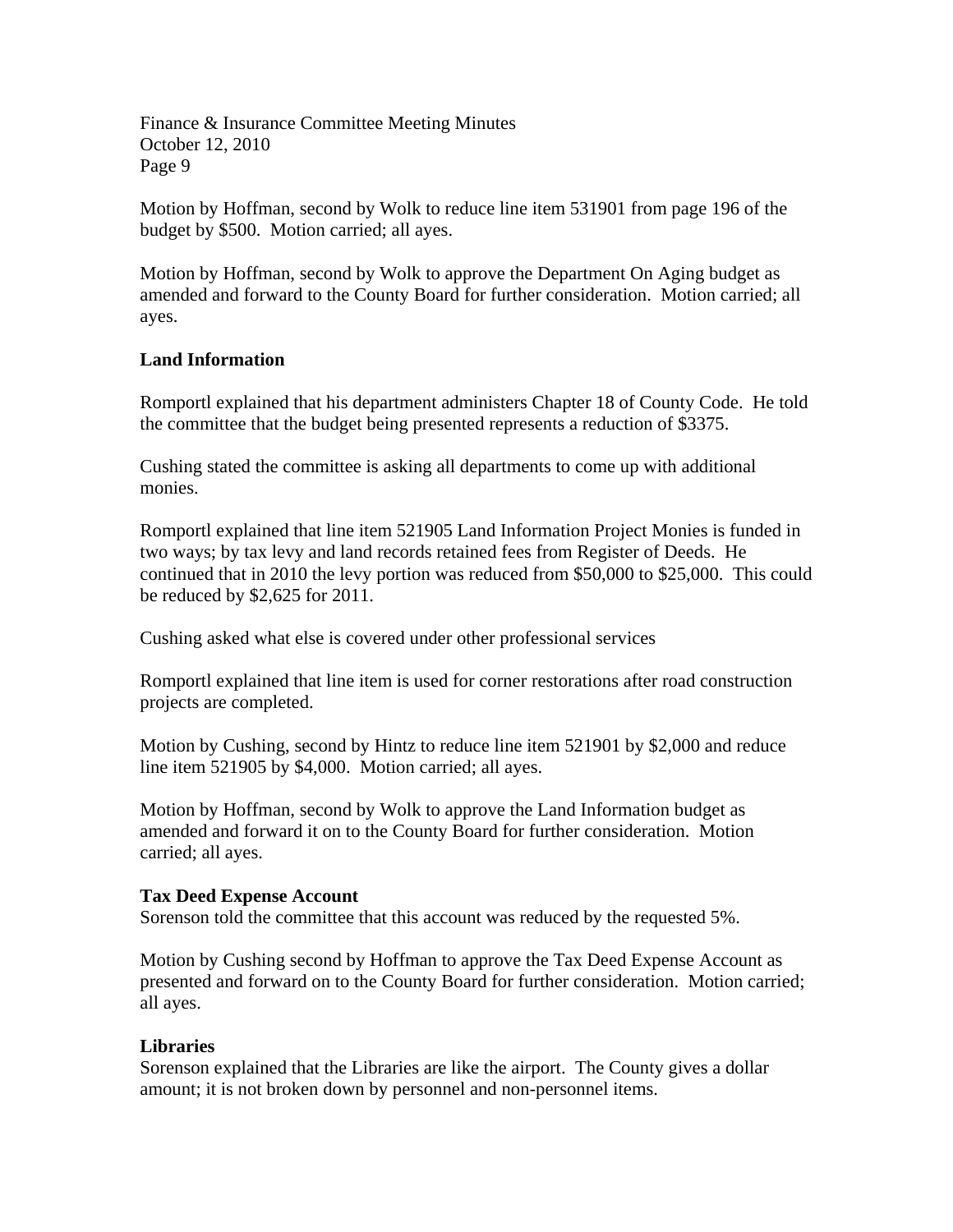Motion by Hoffman, second by Wolk to reduce line item 531901 from page 196 of the budget by $500. Motion carried; all ayes.

Motion by Hoffman, second by Wolk to approve the Department On Aging budget as amended and forward to the County Board for further consideration. Motion carried; all ayes.

**Land Information**

Romportl explained that his department administers Chapter 18 of County Code. He told the committee that the budget being presented represents a reduction of $3375.

Cushing stated the committee is asking all departments to come up with additional monies.

Romportl explained that line item 521905 Land Information Project Monies is funded in two ways; by tax levy and land records retained fees from Register of Deeds. He continued that in 2010 the levy portion was reduced from $50,000 to $25,000. This could be reduced by $2,625 for 2011.

Cushing asked what else is covered under other professional services

Romportl explained that line item is used for corner restorations after road construction projects are completed.

Motion by Cushing, second by Hintz to reduce line item 521901 by $2,000 and reduce line item 521905 by $4,000. Motion carried; all ayes.

Motion by Hoffman, second by Wolk to approve the Land Information budget as amended and forward it on to the County Board for further consideration. Motion carried; all ayes.

**Tax Deed Expense Account**

Sorenson told the committee that this account was reduced by the requested 5%.

Motion by Cushing second by Hoffman to approve the Tax Deed Expense Account as presented and forward on to the County Board for further consideration. Motion carried; all ayes.

**Libraries**

Sorenson explained that the Libraries are like the airport. The County gives a dollar amount; it is not broken down by personnel and non-personnel items.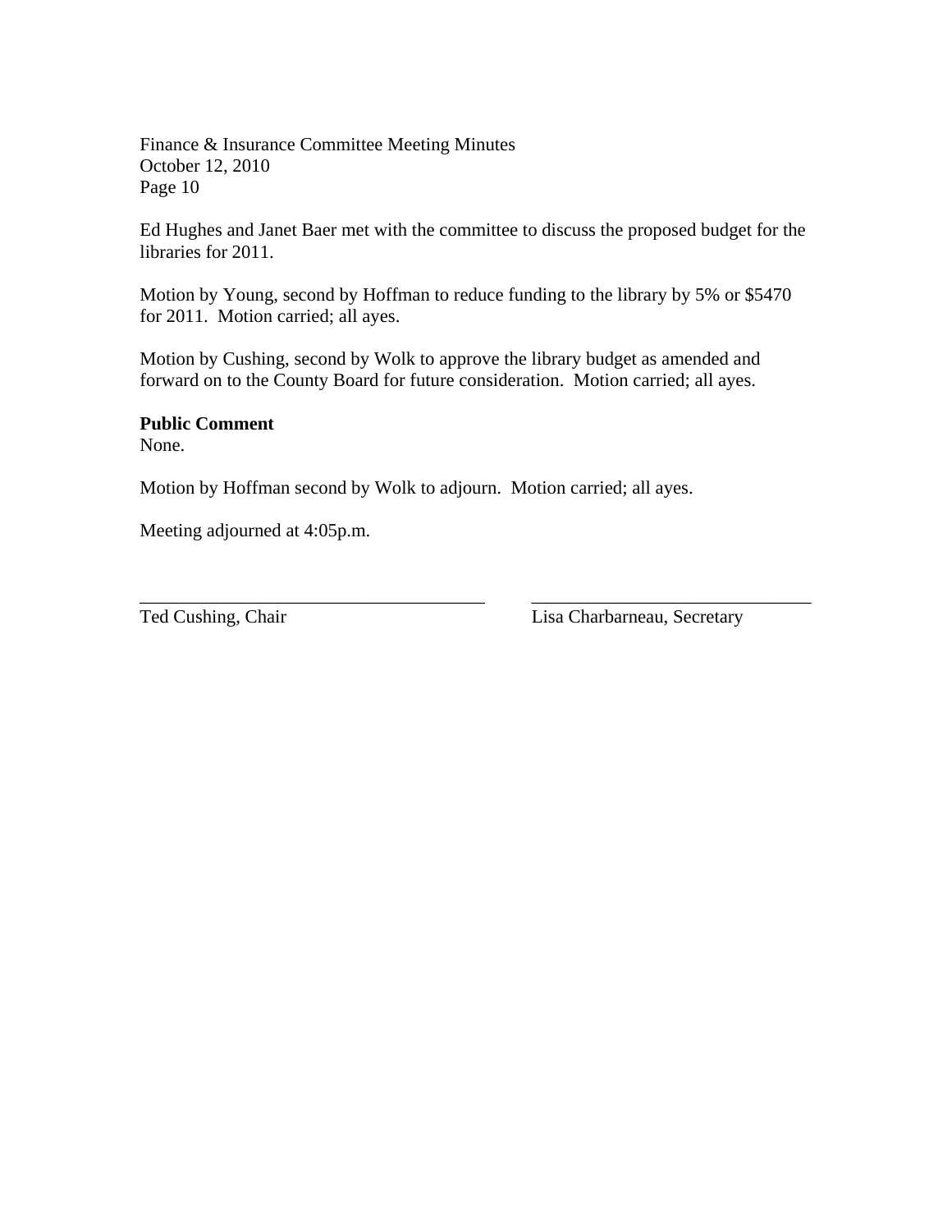Ed Hughes and Janet Baer met with the committee to discuss the proposed budget for the libraries for 2011.

Motion by Young, second by Hoffman to reduce funding to the library by 5% or $5470 for 2011. Motion carried; all ayes.

Motion by Cushing, second by Wolk to approve the library budget as amended and forward on to the County Board for future consideration. Motion carried; all ayes.

**Public Comment**

None.

Motion by Hoffman second by Wolk to adjourn. Motion carried; all ayes.

Meeting adjourned at 4:05p.m.

______________________________________ ______________________________

Ted Cushing, Chair Lisa Charbarneau, Secretary